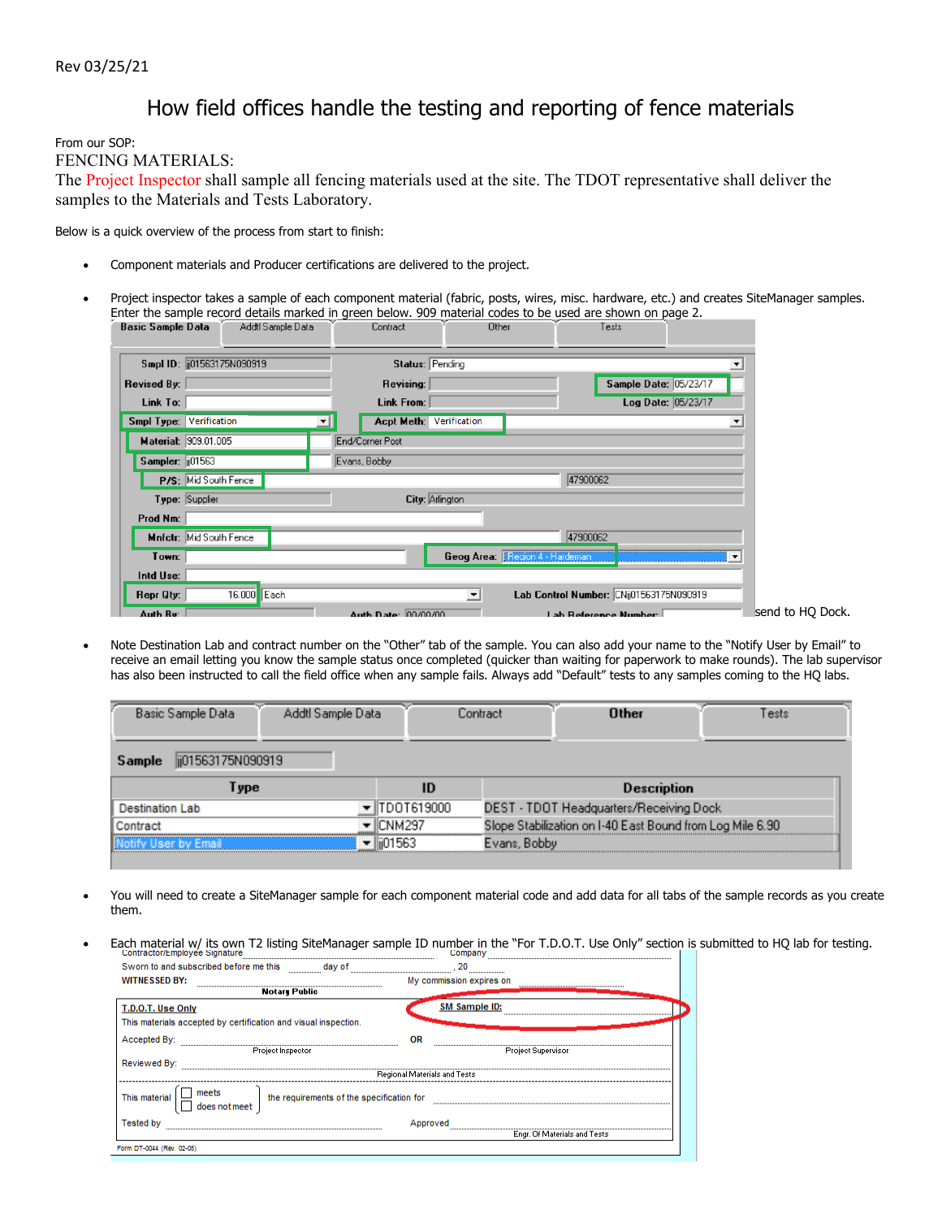Rev 03/25/21

# How field offices handle the testing and reporting of fence materials

From our SOP:

FENCING MATERIALS:

The Project Inspector shall sample all fencing materials used at the site. The TDOT representative shall deliver the samples to the Materials and Tests Laboratory.

Below is a quick overview of the process from start to finish:

- Component materials and Producer certifications are delivered to the project.

- Project inspector takes a sample of each component material (fabric, posts, wires, misc. hardware, etc.) and creates SiteManager samples. Enter the sample record details marked in green below. 909 material codes to be used are shown on page 2.

| Basic Sample Data | Addtl Sample Data | Contract | Other | Tests |
|---|---|---|---|---|

| Field | Value | Field | Value |
|---|---|---|---|
| Smpl ID: | jj01563175N090919 | Status: | Pending |
| Revised By: | | Revising: | |
| | | Sample Date: | 05/23/17 |
| Link To: | | Link From: | |
| | | Log Date: | 05/23/17 |
| Smpl Type: | Verification | Acpt Meth: | Verification |
| Material: | 909.01.005 | | End/Corner Post |
| Sampler: | jj01563 | | Evans, Bobby |
| P/S: | Mid South Fence | | 47900062 |
| Type: | Supplier | City: | Arlington |
| Prod Nm: | | | |
| Mnfctr: | Mid South Fence | | 47900062 |
| Town: | | Geog Area: | Region 4 - Hardeman |
| Intd Use: | | | |
| Repr Qty: | 16.000 Each | Lab Control Number: | CNjj01563175N090919 |
| Auth By: | | Auth Date: | 00/00/00 |
| | | Lab Reference Number: | |

send to HQ Dock.

- Note Destination Lab and contract number on the "Other" tab of the sample. You can also add your name to the "Notify User by Email" to receive an email letting you know the sample status once completed (quicker than waiting for paperwork to make rounds). The lab supervisor has also been instructed to call the field office when any sample fails. Always add "Default" tests to any samples coming to the HQ labs.

| Basic Sample Data | Addtl Sample Data | Contract | Other | Tests |
|---|---|---|---|---|

Sample: jj01563175N090919

| Type | ID | Description |
|---|---|---|
| Destination Lab | TDOT619000 | DEST - TDOT Headquarters/Receiving Dock |
| Contract | CNM297 | Slope Stabilization on I-40 East Bound from Log Mile 6.90 |
| Notify User by Email | jj01563 | Evans, Bobby |

- You will need to create a SiteManager sample for each component material code and add data for all tabs of the sample records as you create them.

- Each material w/ its own T2 listing SiteManager sample ID number in the "For T.D.O.T. Use Only" section is submitted to HQ lab for testing.

Contractor/Employee Signature | Company

Sworn to and subscribed before me this ______ day of ______________, 20____

WITNESSED BY: ______________________ My commission expires on ______________

Notary Public

**T.D.O.T. Use Only** | **SM Sample ID:** ______________

This materials accepted by certification and visual inspection.

Accepted By: ______________________ OR ______________________

Project Inspector | Project Supervisor

Reviewed By: ______________________

Regional Materials and Tests

This material ☐ meets ☐ does not meet the requirements of the specification for ______________

Tested by ______________________ Approved ______________________

Engr. Of Materials and Tests

Form DT-0044 (Rev. 02-05)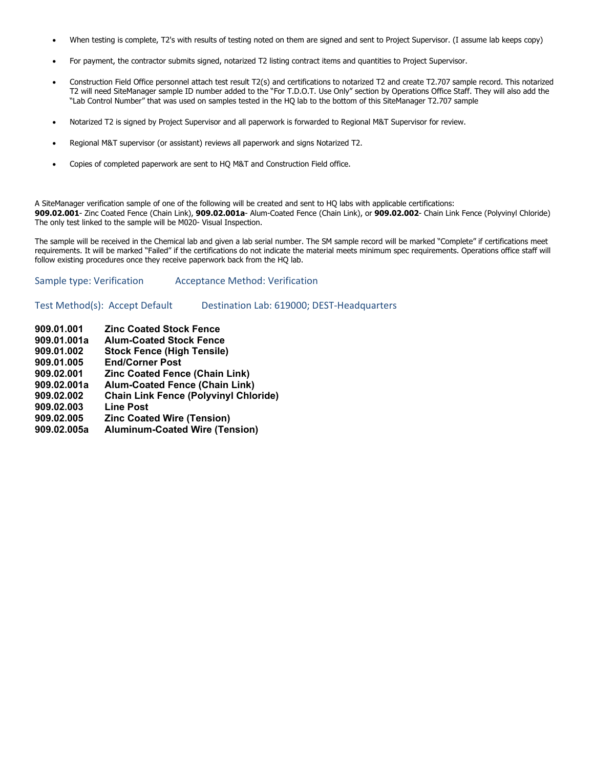- When testing is complete, T2's with results of testing noted on them are signed and sent to Project Supervisor. (I assume lab keeps copy)

- For payment, the contractor submits signed, notarized T2 listing contract items and quantities to Project Supervisor.

- Construction Field Office personnel attach test result T2(s) and certifications to notarized T2 and create T2.707 sample record. This notarized T2 will need SiteManager sample ID number added to the "For T.D.O.T. Use Only" section by Operations Office Staff. They will also add the "Lab Control Number" that was used on samples tested in the HQ lab to the bottom of this SiteManager T2.707 sample

- Notarized T2 is signed by Project Supervisor and all paperwork is forwarded to Regional M&T Supervisor for review.

- Regional M&T supervisor (or assistant) reviews all paperwork and signs Notarized T2.

- Copies of completed paperwork are sent to HQ M&T and Construction Field office.

A SiteManager verification sample of one of the following will be created and sent to HQ labs with applicable certifications:
**909.02.001**- Zinc Coated Fence (Chain Link), **909.02.001a**- Alum-Coated Fence (Chain Link), or **909.02.002**- Chain Link Fence (Polyvinyl Chloride)
The only test linked to the sample will be M020- Visual Inspection.

The sample will be received in the Chemical lab and given a lab serial number. The SM sample record will be marked "Complete" if certifications meet requirements. It will be marked "Failed" if the certifications do not indicate the material meets minimum spec requirements. Operations office staff will follow existing procedures once they receive paperwork back from the HQ lab.

Sample type: Verification    Acceptance Method: Verification

Test Method(s): Accept Default    Destination Lab: 619000; DEST-Headquarters

| | |
|---|---|
| **909.01.001** | **Zinc Coated Stock Fence** |
| **909.01.001a** | **Alum-Coated Stock Fence** |
| **909.01.002** | **Stock Fence (High Tensile)** |
| **909.01.005** | **End/Corner Post** |
| **909.02.001** | **Zinc Coated Fence (Chain Link)** |
| **909.02.001a** | **Alum-Coated Fence (Chain Link)** |
| **909.02.002** | **Chain Link Fence (Polyvinyl Chloride)** |
| **909.02.003** | **Line Post** |
| **909.02.005** | **Zinc Coated Wire (Tension)** |
| **909.02.005a** | **Aluminum-Coated Wire (Tension)** |